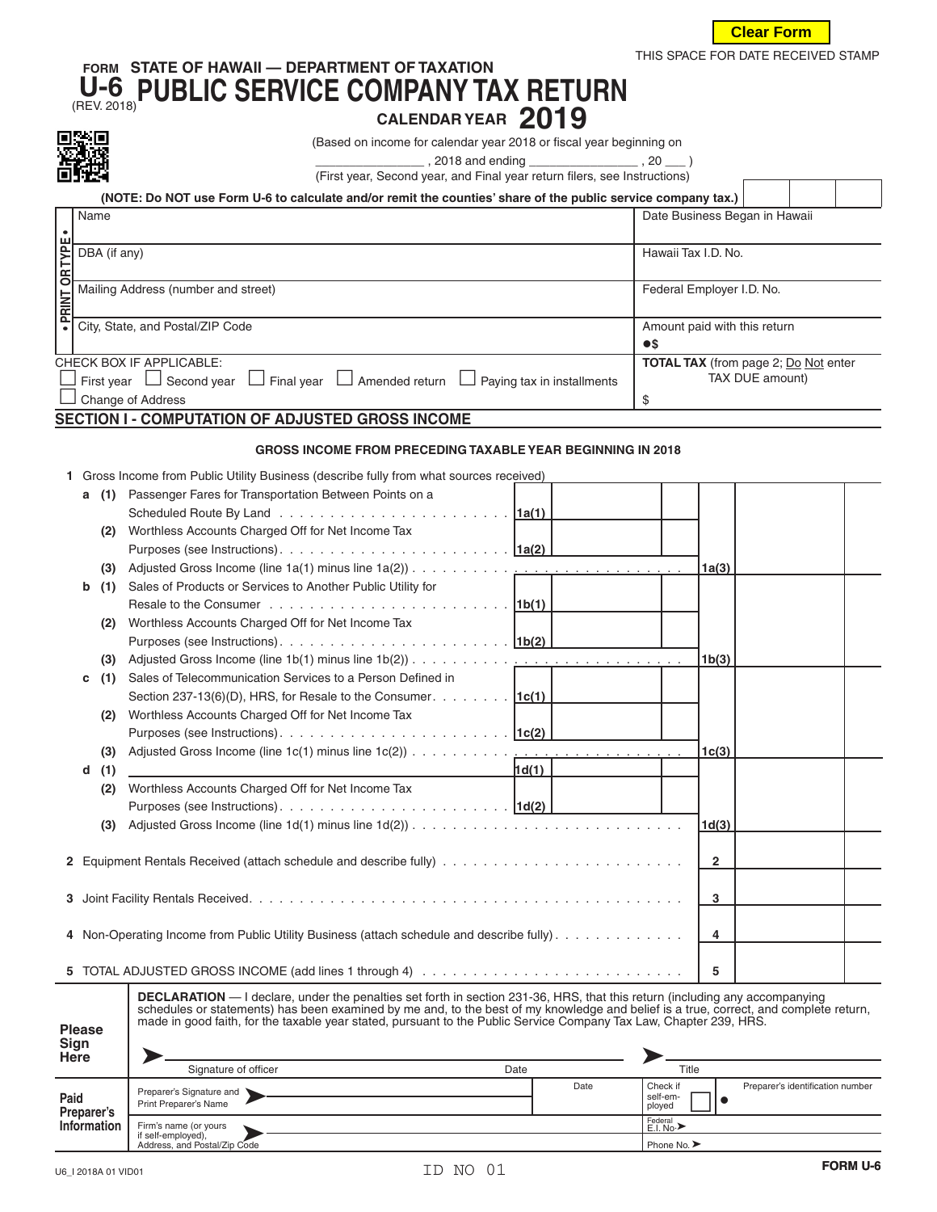Clear Form

THIS SPACE FOR DATE RECEIVED STAMP

**FORM U-6** (REV. 2018)

# STATE OF HAWAII — DEPARTMENT OF TAXATION

# PUBLIC SERVICE COMPANY TAX RETURN

## CALENDAR YEAR 2019

(Based on income for calendar year 2018 or fiscal year beginning on ________________ , 2018 and ending ________________ , 20 ___ )

(First year, Second year, and Final year return filers, see Instructions)

**(NOTE: Do NOT use Form U-6 to calculate and/or remit the counties' share of the public service company tax.)**

| • PRINT OR TYPE • | |
|---|---|
| Name | Date Business Began in Hawaii |
| DBA (if any) | Hawaii Tax I.D. No. |
| Mailing Address (number and street) | Federal Employer I.D. No. |
| City, State, and Postal/ZIP Code | Amount paid with this return ●$ |

CHECK BOX IF APPLICABLE:
☐ First year ☐ Second year ☐ Final year ☐ Amended return ☐ Paying tax in installments
☐ Change of Address

**TOTAL TAX** (from page 2; Do Not enter TAX DUE amount) $

## SECTION I - COMPUTATION OF ADJUSTED GROSS INCOME

**GROSS INCOME FROM PRECEDING TAXABLE YEAR BEGINNING IN 2018**

| Line | Description | Line | Amount | Line | Amount |
|---|---|---|---|---|---|
| 1 | Gross Income from Public Utility Business (describe fully from what sources received) | | | | |
| a (1) | Passenger Fares for Transportation Between Points on a Scheduled Route By Land | 1a(1) | | | |
| (2) | Worthless Accounts Charged Off for Net Income Tax Purposes (see Instructions) | 1a(2) | | | |
| (3) | Adjusted Gross Income (line 1a(1) minus line 1a(2)) | | | 1a(3) | |
| b (1) | Sales of Products or Services to Another Public Utility for Resale to the Consumer | 1b(1) | | | |
| (2) | Worthless Accounts Charged Off for Net Income Tax Purposes (see Instructions) | 1b(2) | | | |
| (3) | Adjusted Gross Income (line 1b(1) minus line 1b(2)) | | | 1b(3) | |
| c (1) | Sales of Telecommunication Services to a Person Defined in Section 237-13(6)(D), HRS, for Resale to the Consumer | 1c(1) | | | |
| (2) | Worthless Accounts Charged Off for Net Income Tax Purposes (see Instructions) | 1c(2) | | | |
| (3) | Adjusted Gross Income (line 1c(1) minus line 1c(2)) | | | 1c(3) | |
| d (1) | ______________________ | 1d(1) | | | |
| (2) | Worthless Accounts Charged Off for Net Income Tax Purposes (see Instructions) | 1d(2) | | | |
| (3) | Adjusted Gross Income (line 1d(1) minus line 1d(2)) | | | 1d(3) | |
| 2 | Equipment Rentals Received (attach schedule and describe fully) | | | 2 | |
| 3 | Joint Facility Rentals Received | | | 3 | |
| 4 | Non-Operating Income from Public Utility Business (attach schedule and describe fully) | | | 4 | |
| 5 | TOTAL ADJUSTED GROSS INCOME (add lines 1 through 4) | | | 5 | |

**Please Sign Here**

**DECLARATION** — I declare, under the penalties set forth in section 231-36, HRS, that this return (including any accompanying schedules or statements) has been examined by me and, to the best of my knowledge and belief is a true, correct, and complete return, made in good faith, for the taxable year stated, pursuant to the Public Service Company Tax Law, Chapter 239, HRS.

Signature of officer ____________ Date ____________ Title ____________

**Paid Preparer's Information**

| Preparer's Signature and Print Preparer's Name | Date | Check if self-employed ☐ | Preparer's identification number |
|---|---|---|---|
| Firm's name (or yours if self-employed), Address, and Postal/Zip Code | | Federal E.I. No. | |
| | | Phone No. | |

U6_I 2018A 01 VID01 ID NO 01 **FORM U-6**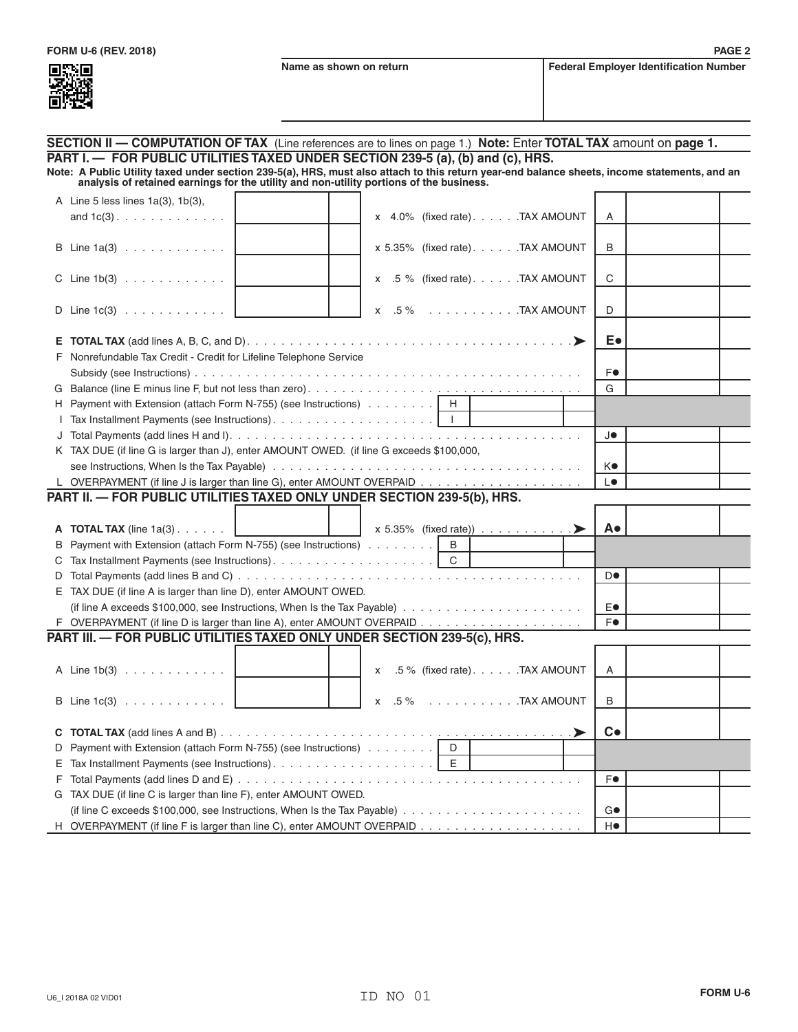Name as shown on return

Federal Employer Identification Number

## SECTION II — COMPUTATION OF TAX (Line references are to lines on page 1.) Note: Enter TOTAL TAX amount on page 1.

### PART I. — FOR PUBLIC UTILITIES TAXED UNDER SECTION 239-5 (a), (b) and (c), HRS.

**Note:** A Public Utility taxed under section 239-5(a), HRS, must also attach to this return year-end balance sheets, income statements, and an analysis of retained earnings for the utility and non-utility portions of the business.

| | | | | |
|---|---|---|---|---|
| A Line 5 less lines 1a(3), 1b(3), and 1c(3) | | x 4.0% (fixed rate) TAX AMOUNT | A | |
| B Line 1a(3) | | x 5.35% (fixed rate) TAX AMOUNT | B | |
| C Line 1b(3) | | x .5 % (fixed rate) TAX AMOUNT | C | |
| D Line 1c(3) | | x .5 % TAX AMOUNT | D | |
| **E TOTAL TAX** (add lines A, B, C, and D) | | | E● | |
| F Nonrefundable Tax Credit - Credit for Lifeline Telephone Service Subsidy (see Instructions) | | | F● | |
| G Balance (line E minus line F, but not less than zero) | | | G | |
| H Payment with Extension (attach Form N-755) (see Instructions) | H | | | |
| I Tax Installment Payments (see Instructions) | I | | | |
| J Total Payments (add lines H and I) | | | J● | |
| K TAX DUE (if line G is larger than J), enter AMOUNT OWED. (if line G exceeds $100,000, see Instructions, When Is the Tax Payable) | | | K● | |
| L OVERPAYMENT (if line J is larger than line G), enter AMOUNT OVERPAID | | | L● | |

### PART II. — FOR PUBLIC UTILITIES TAXED ONLY UNDER SECTION 239-5(b), HRS.

| | | | | |
|---|---|---|---|---|
| **A TOTAL TAX** (line 1a(3) | | x 5.35% (fixed rate)) | A● | |
| B Payment with Extension (attach Form N-755) (see Instructions) | B | | | |
| C Tax Installment Payments (see Instructions) | C | | | |
| D Total Payments (add lines B and C) | | | D● | |
| E TAX DUE (if line A is larger than line D), enter AMOUNT OWED. (if line A exceeds $100,000, see Instructions, When Is the Tax Payable) | | | E● | |
| F OVERPAYMENT (if line D is larger than line A), enter AMOUNT OVERPAID | | | F● | |

### PART III. — FOR PUBLIC UTILITIES TAXED ONLY UNDER SECTION 239-5(c), HRS.

| | | | | |
|---|---|---|---|---|
| A Line 1b(3) | | x .5 % (fixed rate) TAX AMOUNT | A | |
| B Line 1c(3) | | x .5 % TAX AMOUNT | B | |
| **C TOTAL TAX** (add lines A and B) | | | C● | |
| D Payment with Extension (attach Form N-755) (see Instructions) | D | | | |
| E Tax Installment Payments (see Instructions) | E | | | |
| F Total Payments (add lines D and E) | | | F● | |
| G TAX DUE (if line C is larger than line F), enter AMOUNT OWED. (if line C exceeds $100,000, see Instructions, When Is the Tax Payable) | | | G● | |
| H OVERPAYMENT (if line F is larger than line C), enter AMOUNT OVERPAID | | | H● | |

U6_I 2018A 02 VID01

ID NO 01